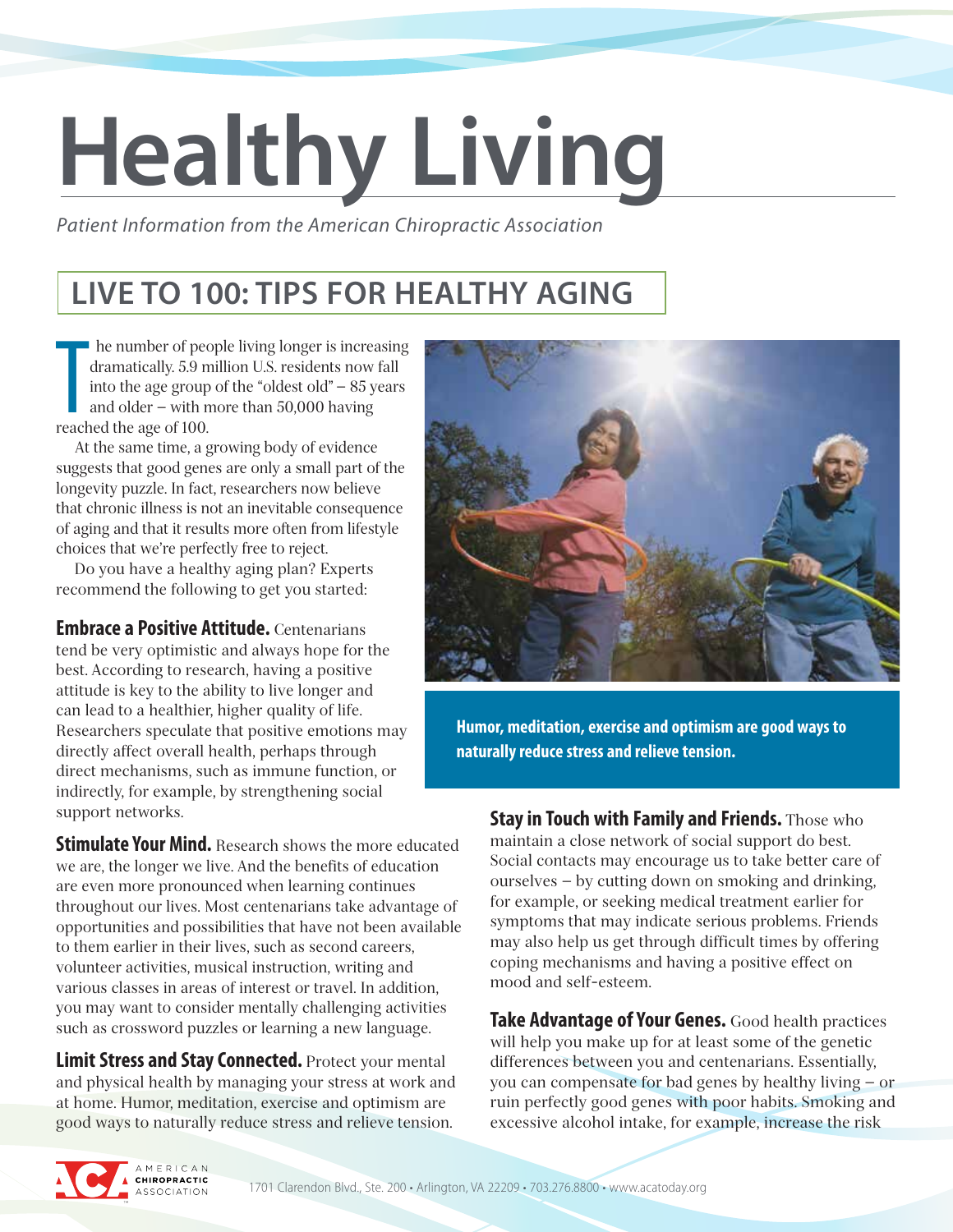# Healthy Living

*Patient Information from the American Chiropractic Association*

## LIVE TO 100: TIPS FOR HEALTHY AGING

The number of people living longer is increasing dramatically. 5.9 million U.S. residents now fall into the age group of the "oldest old" – 85 years and older – with more than 50,000 having reached the age of 100.

At the same time, a growing body of evidence suggests that good genes are only a small part of the longevity puzzle. In fact, researchers now believe that chronic illness is not an inevitable consequence of aging and that it results more often from lifestyle choices that we're perfectly free to reject.

Do you have a healthy aging plan? Experts recommend the following to get you started:

**Embrace a Positive Attitude.** Centenarians tend be very optimistic and always hope for the best. According to research, having a positive attitude is key to the ability to live longer and can lead to a healthier, higher quality of life. Researchers speculate that positive emotions may directly affect overall health, perhaps through direct mechanisms, such as immune function, or indirectly, for example, by strengthening social support networks.

**Stimulate Your Mind.** Research shows the more educated we are, the longer we live. And the benefits of education are even more pronounced when learning continues throughout our lives. Most centenarians take advantage of opportunities and possibilities that have not been available to them earlier in their lives, such as second careers, volunteer activities, musical instruction, writing and various classes in areas of interest or travel. In addition, you may want to consider mentally challenging activities such as crossword puzzles or learning a new language.

**Limit Stress and Stay Connected.** Protect your mental and physical health by managing your stress at work and at home. Humor, meditation, exercise and optimism are good ways to naturally reduce stress and relieve tension.

**Humor, meditation, exercise and optimism are good ways to naturally reduce stress and relieve tension.**

**Stay in Touch with Family and Friends.** Those who maintain a close network of social support do best. Social contacts may encourage us to take better care of ourselves – by cutting down on smoking and drinking, for example, or seeking medical treatment earlier for symptoms that may indicate serious problems. Friends may also help us get through difficult times by offering coping mechanisms and having a positive effect on mood and self-esteem.

**Take Advantage of Your Genes.** Good health practices will help you make up for at least some of the genetic differences between you and centenarians. Essentially, you can compensate for bad genes by healthy living – or ruin perfectly good genes with poor habits. Smoking and excessive alcohol intake, for example, increase the risk

AMERICAN CHIROPRACTIC ASSOCIATION 1701 Clarendon Blvd., Ste. 200 • Arlington, VA 22209 • 703.276.8800 • www.acatoday.org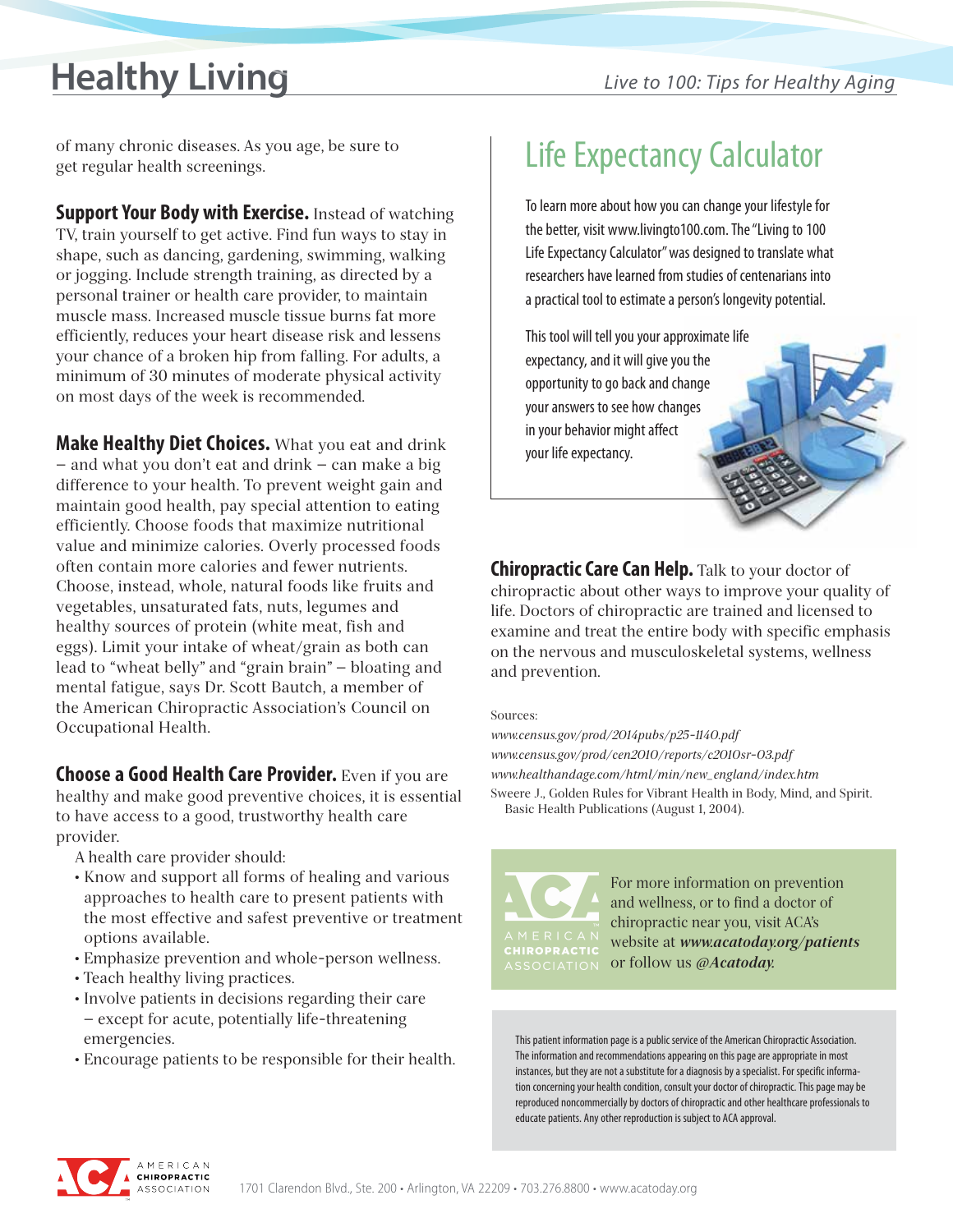of many chronic diseases. As you age, be sure to get regular health screenings.

**Support Your Body with Exercise.** Instead of watching TV, train yourself to get active. Find fun ways to stay in shape, such as dancing, gardening, swimming, walking or jogging. Include strength training, as directed by a personal trainer or health care provider, to maintain muscle mass. Increased muscle tissue burns fat more efficiently, reduces your heart disease risk and lessens your chance of a broken hip from falling. For adults, a minimum of 30 minutes of moderate physical activity on most days of the week is recommended.

**Make Healthy Diet Choices.** What you eat and drink – and what you don't eat and drink – can make a big difference to your health. To prevent weight gain and maintain good health, pay special attention to eating efficiently. Choose foods that maximize nutritional value and minimize calories. Overly processed foods often contain more calories and fewer nutrients. Choose, instead, whole, natural foods like fruits and vegetables, unsaturated fats, nuts, legumes and healthy sources of protein (white meat, fish and eggs). Limit your intake of wheat/grain as both can lead to "wheat belly" and "grain brain" – bloating and mental fatigue, says Dr. Scott Bautch, a member of the American Chiropractic Association's Council on Occupational Health.

**Choose a Good Health Care Provider.** Even if you are healthy and make good preventive choices, it is essential to have access to a good, trustworthy health care provider.

A health care provider should:

- Know and support all forms of healing and various approaches to health care to present patients with the most effective and safest preventive or treatment options available.
- Emphasize prevention and whole-person wellness.
- Teach healthy living practices.
- Involve patients in decisions regarding their care – except for acute, potentially life-threatening emergencies.
- Encourage patients to be responsible for their health.

## Life Expectancy Calculator

To learn more about how you can change your lifestyle for the better, visit www.livingto100.com. The "Living to 100 Life Expectancy Calculator" was designed to translate what researchers have learned from studies of centenarians into a practical tool to estimate a person's longevity potential.

This tool will tell you your approximate life expectancy, and it will give you the opportunity to go back and change your answers to see how changes in your behavior might affect your life expectancy.

**Chiropractic Care Can Help.** Talk to your doctor of chiropractic about other ways to improve your quality of life. Doctors of chiropractic are trained and licensed to examine and treat the entire body with specific emphasis on the nervous and musculoskeletal systems, wellness and prevention.

Sources:

*www.census.gov/prod/2014pubs/p25-1140.pdf*

*www.census.gov/prod/cen2010/reports/c2010sr-03.pdf*

*www.healthandage.com/html/min/new_england/index.htm*

Sweere J., Golden Rules for Vibrant Health in Body, Mind, and Spirit. Basic Health Publications (August 1, 2004).

For more information on prevention and wellness, or to find a doctor of chiropractic near you, visit ACA's website at ***www.acatoday.org/patients*** or follow us ***@Acatoday.***

This patient information page is a public service of the American Chiropractic Association. The information and recommendations appearing on this page are appropriate in most instances, but they are not a substitute for a diagnosis by a specialist. For specific information concerning your health condition, consult your doctor of chiropractic. This page may be reproduced noncommercially by doctors of chiropractic and other healthcare professionals to educate patients. Any other reproduction is subject to ACA approval.

1701 Clarendon Blvd., Ste. 200 • Arlington, VA 22209 • 703.276.8800 • www.acatoday.org